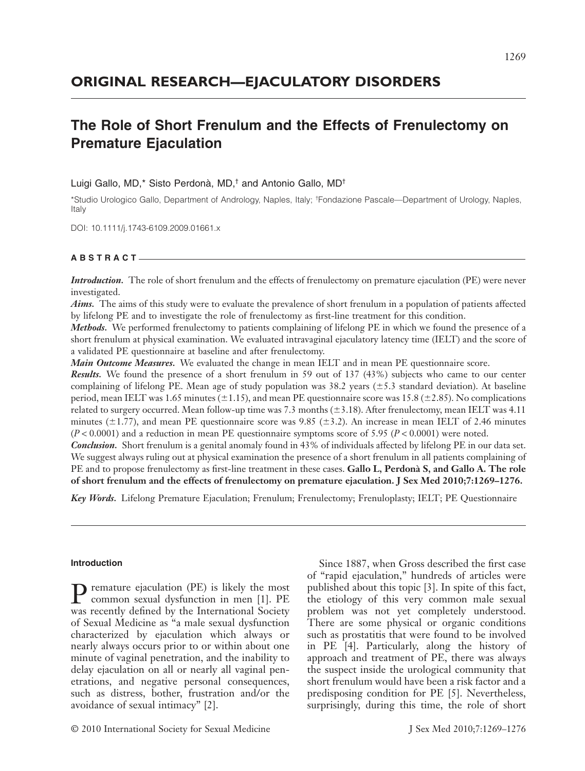## ORIGINAL RESEARCH—EJACULATORY DISORDERS

# The Role of Short Frenulum and the Effects of Frenulectomy on Premature Ejaculation

Luigi Gallo, MD,* Sisto Perdonà, MD,† and Antonio Gallo, MD†

*Studio Urologico Gallo, Department of Andrology, Naples, Italy; †Fondazione Pascale—Department of Urology, Naples, Italy

DOI: 10.1111/j.1743-6109.2009.01661.x

### ABSTRACT

***Introduction.*** The role of short frenulum and the effects of frenulectomy on premature ejaculation (PE) were never investigated.

***Aims.*** The aims of this study were to evaluate the prevalence of short frenulum in a population of patients affected by lifelong PE and to investigate the role of frenulectomy as first-line treatment for this condition.

***Methods.*** We performed frenulectomy to patients complaining of lifelong PE in which we found the presence of a short frenulum at physical examination. We evaluated intravaginal ejaculatory latency time (IELT) and the score of a validated PE questionnaire at baseline and after frenulectomy.

***Main Outcome Measures.*** We evaluated the change in mean IELT and in mean PE questionnaire score.

***Results.*** We found the presence of a short frenulum in 59 out of 137 (43%) subjects who came to our center complaining of lifelong PE. Mean age of study population was 38.2 years (±5.3 standard deviation). At baseline period, mean IELT was 1.65 minutes (±1.15), and mean PE questionnaire score was 15.8 (±2.85). No complications related to surgery occurred. Mean follow-up time was 7.3 months (±3.18). After frenulectomy, mean IELT was 4.11 minutes (±1.77), and mean PE questionnaire score was 9.85 (±3.2). An increase in mean IELT of 2.46 minutes ($P < 0.0001$) and a reduction in mean PE questionnaire symptoms score of 5.95 ($P < 0.0001$) were noted.

***Conclusion.*** Short frenulum is a genital anomaly found in 43% of individuals affected by lifelong PE in our data set. We suggest always ruling out at physical examination the presence of a short frenulum in all patients complaining of PE and to propose frenulectomy as first-line treatment in these cases. **Gallo L, Perdonà S, and Gallo A. The role of short frenulum and the effects of frenulectomy on premature ejaculation. J Sex Med 2010;7:1269–1276.**

***Key Words.*** Lifelong Premature Ejaculation; Frenulum; Frenulectomy; Frenuloplasty; IELT; PE Questionnaire

## Introduction

Premature ejaculation (PE) is likely the most common sexual dysfunction in men [1]. PE was recently defined by the International Society of Sexual Medicine as "a male sexual dysfunction characterized by ejaculation which always or nearly always occurs prior to or within about one minute of vaginal penetration, and the inability to delay ejaculation on all or nearly all vaginal penetrations, and negative personal consequences, such as distress, bother, frustration and/or the avoidance of sexual intimacy" [2].

Since 1887, when Gross described the first case of "rapid ejaculation," hundreds of articles were published about this topic [3]. In spite of this fact, the etiology of this very common male sexual problem was not yet completely understood. There are some physical or organic conditions such as prostatitis that were found to be involved in PE [4]. Particularly, along the history of approach and treatment of PE, there was always the suspect inside the urological community that short frenulum would have been a risk factor and a predisposing condition for PE [5]. Nevertheless, surprisingly, during this time, the role of short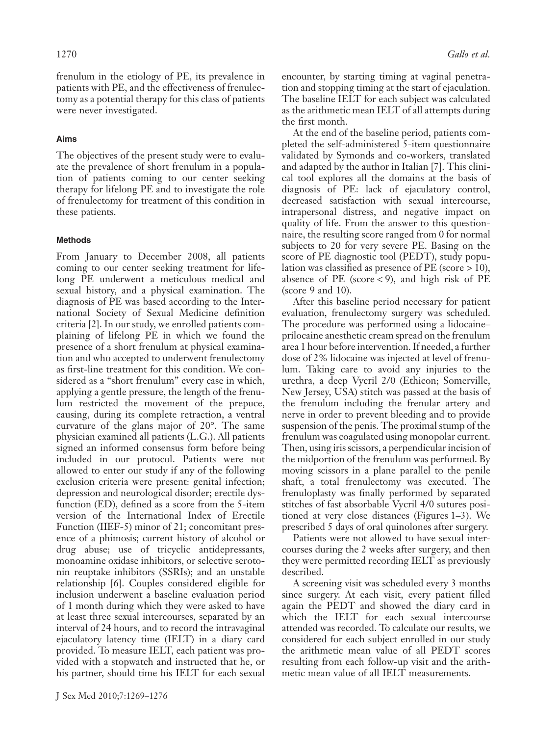frenulum in the etiology of PE, its prevalence in patients with PE, and the effectiveness of frenulectomy as a potential therapy for this class of patients were never investigated.

## Aims

The objectives of the present study were to evaluate the prevalence of short frenulum in a population of patients coming to our center seeking therapy for lifelong PE and to investigate the role of frenulectomy for treatment of this condition in these patients.

## Methods

From January to December 2008, all patients coming to our center seeking treatment for lifelong PE underwent a meticulous medical and sexual history, and a physical examination. The diagnosis of PE was based according to the International Society of Sexual Medicine definition criteria [2]. In our study, we enrolled patients complaining of lifelong PE in which we found the presence of a short frenulum at physical examination and who accepted to underwent frenulectomy as first-line treatment for this condition. We considered as a "short frenulum" every case in which, applying a gentle pressure, the length of the frenulum restricted the movement of the prepuce, causing, during its complete retraction, a ventral curvature of the glans major of 20°. The same physician examined all patients (L.G.). All patients signed an informed consensus form before being included in our protocol. Patients were not allowed to enter our study if any of the following exclusion criteria were present: genital infection; depression and neurological disorder; erectile dysfunction (ED), defined as a score from the 5-item version of the International Index of Erectile Function (IIEF-5) minor of 21; concomitant presence of a phimosis; current history of alcohol or drug abuse; use of tricyclic antidepressants, monoamine oxidase inhibitors, or selective serotonin reuptake inhibitors (SSRIs); and an unstable relationship [6]. Couples considered eligible for inclusion underwent a baseline evaluation period of 1 month during which they were asked to have at least three sexual intercourses, separated by an interval of 24 hours, and to record the intravaginal ejaculatory latency time (IELT) in a diary card provided. To measure IELT, each patient was provided with a stopwatch and instructed that he, or his partner, should time his IELT for each sexual encounter, by starting timing at vaginal penetration and stopping timing at the start of ejaculation. The baseline IELT for each subject was calculated as the arithmetic mean IELT of all attempts during the first month.

At the end of the baseline period, patients completed the self-administered 5-item questionnaire validated by Symonds and co-workers, translated and adapted by the author in Italian [7]. This clinical tool explores all the domains at the basis of diagnosis of PE: lack of ejaculatory control, decreased satisfaction with sexual intercourse, intrapersonal distress, and negative impact on quality of life. From the answer to this questionnaire, the resulting score ranged from 0 for normal subjects to 20 for very severe PE. Basing on the score of PE diagnostic tool (PEDT), study population was classified as presence of PE (score > 10), absence of PE (score < 9), and high risk of PE (score 9 and 10).

After this baseline period necessary for patient evaluation, frenulectomy surgery was scheduled. The procedure was performed using a lidocaine–prilocaine anesthetic cream spread on the frenulum area 1 hour before intervention. If needed, a further dose of 2% lidocaine was injected at level of frenulum. Taking care to avoid any injuries to the urethra, a deep Vycril 2/0 (Ethicon; Somerville, New Jersey, USA) stitch was passed at the basis of the frenulum including the frenular artery and nerve in order to prevent bleeding and to provide suspension of the penis. The proximal stump of the frenulum was coagulated using monopolar current. Then, using iris scissors, a perpendicular incision of the midportion of the frenulum was performed. By moving scissors in a plane parallel to the penile shaft, a total frenulectomy was executed. The frenuloplasty was finally performed by separated stitches of fast absorbable Vycril 4/0 sutures positioned at very close distances (Figures 1–3). We prescribed 5 days of oral quinolones after surgery.

Patients were not allowed to have sexual intercourses during the 2 weeks after surgery, and then they were permitted recording IELT as previously described.

A screening visit was scheduled every 3 months since surgery. At each visit, every patient filled again the PEDT and showed the diary card in which the IELT for each sexual intercourse attended was recorded. To calculate our results, we considered for each subject enrolled in our study the arithmetic mean value of all PEDT scores resulting from each follow-up visit and the arithmetic mean value of all IELT measurements.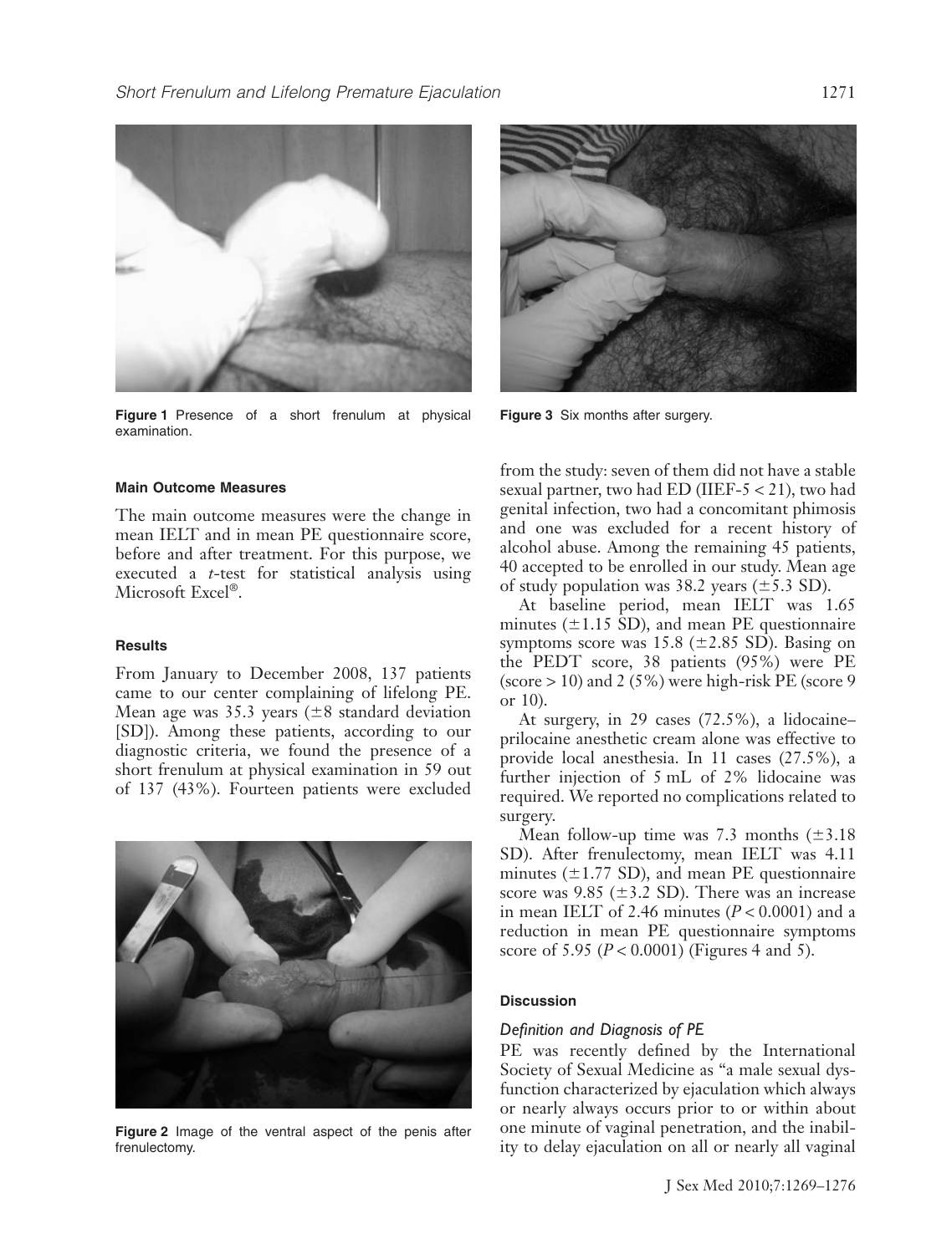Figure 1 Presence of a short frenulum at physical examination.

Figure 3 Six months after surgery.

Figure 2 Image of the ventral aspect of the penis after frenulectomy.

#### Main Outcome Measures

The main outcome measures were the change in mean IELT and in mean PE questionnaire score, before and after treatment. For this purpose, we executed a *t*-test for statistical analysis using Microsoft Excel®.

#### Results

From January to December 2008, 137 patients came to our center complaining of lifelong PE. Mean age was 35.3 years (±8 standard deviation [SD]). Among these patients, according to our diagnostic criteria, we found the presence of a short frenulum at physical examination in 59 out of 137 (43%). Fourteen patients were excluded from the study: seven of them did not have a stable sexual partner, two had ED (IIEF-5 < 21), two had genital infection, two had a concomitant phimosis and one was excluded for a recent history of alcohol abuse. Among the remaining 45 patients, 40 accepted to be enrolled in our study. Mean age of study population was 38.2 years (±5.3 SD).

At baseline period, mean IELT was 1.65 minutes (±1.15 SD), and mean PE questionnaire symptoms score was 15.8 (±2.85 SD). Basing on the PEDT score, 38 patients (95%) were PE (score > 10) and 2 (5%) were high-risk PE (score 9 or 10).

At surgery, in 29 cases (72.5%), a lidocaine–prilocaine anesthetic cream alone was effective to provide local anesthesia. In 11 cases (27.5%), a further injection of 5 mL of 2% lidocaine was required. We reported no complications related to surgery.

Mean follow-up time was 7.3 months (±3.18 SD). After frenulectomy, mean IELT was 4.11 minutes (±1.77 SD), and mean PE questionnaire score was 9.85 (±3.2 SD). There was an increase in mean IELT of 2.46 minutes ($P < 0.0001$) and a reduction in mean PE questionnaire symptoms score of 5.95 ($P < 0.0001$) (Figures 4 and 5).

#### Discussion

##### *Definition and Diagnosis of PE*

PE was recently defined by the International Society of Sexual Medicine as "a male sexual dysfunction characterized by ejaculation which always or nearly always occurs prior to or within about one minute of vaginal penetration, and the inability to delay ejaculation on all or nearly all vaginal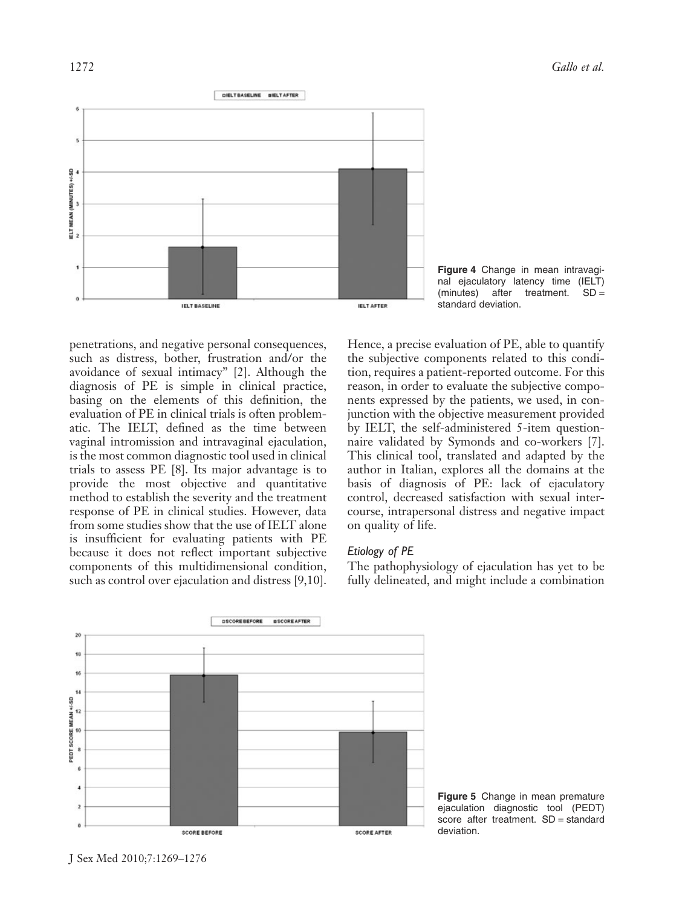Figure 4 Change in mean intravaginal ejaculatory latency time (IELT) (minutes) after treatment. SD = standard deviation.

penetrations, and negative personal consequences, such as distress, bother, frustration and/or the avoidance of sexual intimacy" [2]. Although the diagnosis of PE is simple in clinical practice, basing on the elements of this definition, the evaluation of PE in clinical trials is often problematic. The IELT, defined as the time between vaginal intromission and intravaginal ejaculation, is the most common diagnostic tool used in clinical trials to assess PE [8]. Its major advantage is to provide the most objective and quantitative method to establish the severity and the treatment response of PE in clinical studies. However, data from some studies show that the use of IELT alone is insufficient for evaluating patients with PE because it does not reflect important subjective components of this multidimensional condition, such as control over ejaculation and distress [9,10]. Hence, a precise evaluation of PE, able to quantify the subjective components related to this condition, requires a patient-reported outcome. For this reason, in order to evaluate the subjective components expressed by the patients, we used, in conjunction with the objective measurement provided by IELT, the self-administered 5-item questionnaire validated by Symonds and co-workers [7]. This clinical tool, translated and adapted by the author in Italian, explores all the domains at the basis of diagnosis of PE: lack of ejaculatory control, decreased satisfaction with sexual intercourse, intrapersonal distress and negative impact on quality of life.

### *Etiology of PE*

The pathophysiology of ejaculation has yet to be fully delineated, and might include a combination

Figure 5 Change in mean premature ejaculation diagnostic tool (PEDT) score after treatment. SD = standard deviation.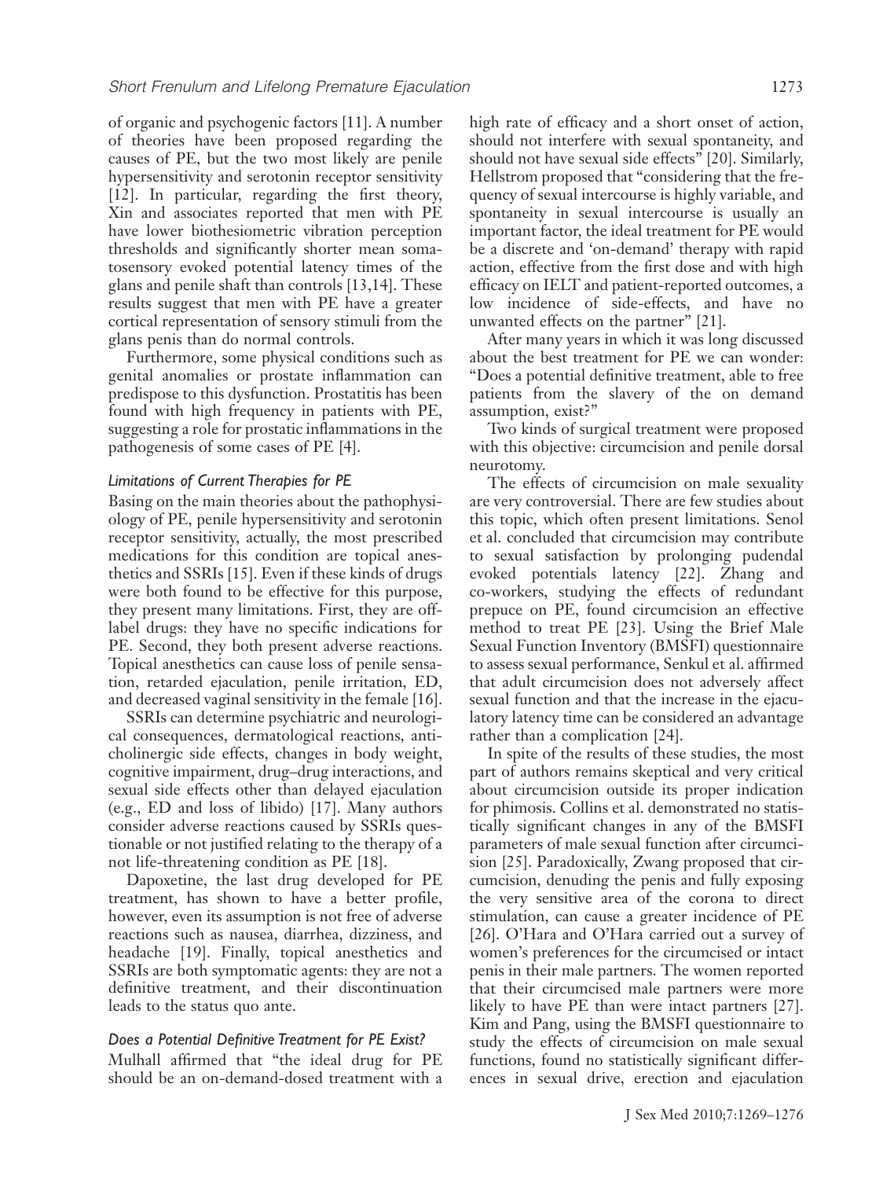of organic and psychogenic factors [11]. A number of theories have been proposed regarding the causes of PE, but the two most likely are penile hypersensitivity and serotonin receptor sensitivity [12]. In particular, regarding the first theory, Xin and associates reported that men with PE have lower biothesiometric vibration perception thresholds and significantly shorter mean somatosensory evoked potential latency times of the glans and penile shaft than controls [13,14]. These results suggest that men with PE have a greater cortical representation of sensory stimuli from the glans penis than do normal controls.

Furthermore, some physical conditions such as genital anomalies or prostate inflammation can predispose to this dysfunction. Prostatitis has been found with high frequency in patients with PE, suggesting a role for prostatic inflammations in the pathogenesis of some cases of PE [4].

### *Limitations of Current Therapies for PE*

Basing on the main theories about the pathophysiology of PE, penile hypersensitivity and serotonin receptor sensitivity, actually, the most prescribed medications for this condition are topical anesthetics and SSRIs [15]. Even if these kinds of drugs were both found to be effective for this purpose, they present many limitations. First, they are off-label drugs: they have no specific indications for PE. Second, they both present adverse reactions. Topical anesthetics can cause loss of penile sensation, retarded ejaculation, penile irritation, ED, and decreased vaginal sensitivity in the female [16].

SSRIs can determine psychiatric and neurological consequences, dermatological reactions, anticholinergic side effects, changes in body weight, cognitive impairment, drug–drug interactions, and sexual side effects other than delayed ejaculation (e.g., ED and loss of libido) [17]. Many authors consider adverse reactions caused by SSRIs questionable or not justified relating to the therapy of a not life-threatening condition as PE [18].

Dapoxetine, the last drug developed for PE treatment, has shown to have a better profile, however, even its assumption is not free of adverse reactions such as nausea, diarrhea, dizziness, and headache [19]. Finally, topical anesthetics and SSRIs are both symptomatic agents: they are not a definitive treatment, and their discontinuation leads to the status quo ante.

### *Does a Potential Definitive Treatment for PE Exist?*

Mulhall affirmed that "the ideal drug for PE should be an on-demand-dosed treatment with a high rate of efficacy and a short onset of action, should not interfere with sexual spontaneity, and should not have sexual side effects" [20]. Similarly, Hellstrom proposed that "considering that the frequency of sexual intercourse is highly variable, and spontaneity in sexual intercourse is usually an important factor, the ideal treatment for PE would be a discrete and 'on-demand' therapy with rapid action, effective from the first dose and with high efficacy on IELT and patient-reported outcomes, a low incidence of side-effects, and have no unwanted effects on the partner" [21].

After many years in which it was long discussed about the best treatment for PE we can wonder: "Does a potential definitive treatment, able to free patients from the slavery of the on demand assumption, exist?"

Two kinds of surgical treatment were proposed with this objective: circumcision and penile dorsal neurotomy.

The effects of circumcision on male sexuality are very controversial. There are few studies about this topic, which often present limitations. Senol et al. concluded that circumcision may contribute to sexual satisfaction by prolonging pudendal evoked potentials latency [22]. Zhang and co-workers, studying the effects of redundant prepuce on PE, found circumcision an effective method to treat PE [23]. Using the Brief Male Sexual Function Inventory (BMSFI) questionnaire to assess sexual performance, Senkul et al. affirmed that adult circumcision does not adversely affect sexual function and that the increase in the ejaculatory latency time can be considered an advantage rather than a complication [24].

In spite of the results of these studies, the most part of authors remains skeptical and very critical about circumcision outside its proper indication for phimosis. Collins et al. demonstrated no statistically significant changes in any of the BMSFI parameters of male sexual function after circumcision [25]. Paradoxically, Zwang proposed that circumcision, denuding the penis and fully exposing the very sensitive area of the corona to direct stimulation, can cause a greater incidence of PE [26]. O'Hara and O'Hara carried out a survey of women's preferences for the circumcised or intact penis in their male partners. The women reported that their circumcised male partners were more likely to have PE than were intact partners [27]. Kim and Pang, using the BMSFI questionnaire to study the effects of circumcision on male sexual functions, found no statistically significant differences in sexual drive, erection and ejaculation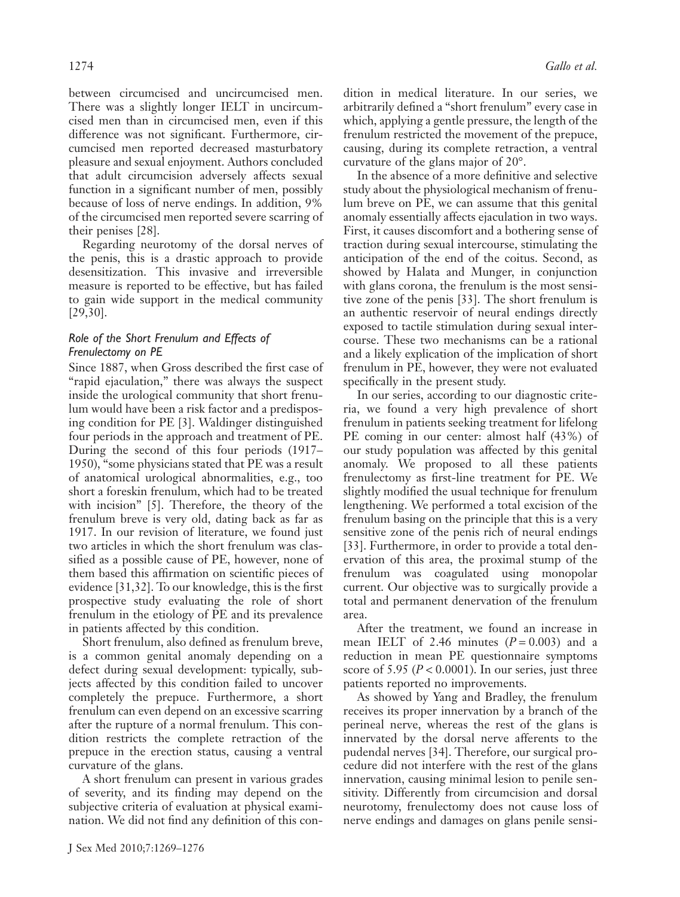between circumcised and uncircumcised men. There was a slightly longer IELT in uncircumcised men than in circumcised men, even if this difference was not significant. Furthermore, circumcised men reported decreased masturbatory pleasure and sexual enjoyment. Authors concluded that adult circumcision adversely affects sexual function in a significant number of men, possibly because of loss of nerve endings. In addition, 9% of the circumcised men reported severe scarring of their penises [28].

Regarding neurotomy of the dorsal nerves of the penis, this is a drastic approach to provide desensitization. This invasive and irreversible measure is reported to be effective, but has failed to gain wide support in the medical community [29,30].

### *Role of the Short Frenulum and Effects of Frenulectomy on PE*

Since 1887, when Gross described the first case of "rapid ejaculation," there was always the suspect inside the urological community that short frenulum would have been a risk factor and a predisposing condition for PE [3]. Waldinger distinguished four periods in the approach and treatment of PE. During the second of this four periods (1917–1950), "some physicians stated that PE was a result of anatomical urological abnormalities, e.g., too short a foreskin frenulum, which had to be treated with incision" [5]. Therefore, the theory of the frenulum breve is very old, dating back as far as 1917. In our revision of literature, we found just two articles in which the short frenulum was classified as a possible cause of PE, however, none of them based this affirmation on scientific pieces of evidence [31,32]. To our knowledge, this is the first prospective study evaluating the role of short frenulum in the etiology of PE and its prevalence in patients affected by this condition.

Short frenulum, also defined as frenulum breve, is a common genital anomaly depending on a defect during sexual development: typically, subjects affected by this condition failed to uncover completely the prepuce. Furthermore, a short frenulum can even depend on an excessive scarring after the rupture of a normal frenulum. This condition restricts the complete retraction of the prepuce in the erection status, causing a ventral curvature of the glans.

A short frenulum can present in various grades of severity, and its finding may depend on the subjective criteria of evaluation at physical examination. We did not find any definition of this condition in medical literature. In our series, we arbitrarily defined a "short frenulum" every case in which, applying a gentle pressure, the length of the frenulum restricted the movement of the prepuce, causing, during its complete retraction, a ventral curvature of the glans major of 20°.

In the absence of a more definitive and selective study about the physiological mechanism of frenulum breve on PE, we can assume that this genital anomaly essentially affects ejaculation in two ways. First, it causes discomfort and a bothering sense of traction during sexual intercourse, stimulating the anticipation of the end of the coitus. Second, as showed by Halata and Munger, in conjunction with glans corona, the frenulum is the most sensitive zone of the penis [33]. The short frenulum is an authentic reservoir of neural endings directly exposed to tactile stimulation during sexual intercourse. These two mechanisms can be a rational and a likely explication of the implication of short frenulum in PE, however, they were not evaluated specifically in the present study.

In our series, according to our diagnostic criteria, we found a very high prevalence of short frenulum in patients seeking treatment for lifelong PE coming in our center: almost half (43%) of our study population was affected by this genital anomaly. We proposed to all these patients frenulectomy as first-line treatment for PE. We slightly modified the usual technique for frenulum lengthening. We performed a total excision of the frenulum basing on the principle that this is a very sensitive zone of the penis rich of neural endings [33]. Furthermore, in order to provide a total denervation of this area, the proximal stump of the frenulum was coagulated using monopolar current. Our objective was to surgically provide a total and permanent denervation of the frenulum area.

After the treatment, we found an increase in mean IELT of 2.46 minutes ($P = 0.003$) and a reduction in mean PE questionnaire symptoms score of 5.95 ($P < 0.0001$). In our series, just three patients reported no improvements.

As showed by Yang and Bradley, the frenulum receives its proper innervation by a branch of the perineal nerve, whereas the rest of the glans is innervated by the dorsal nerve afferents to the pudendal nerves [34]. Therefore, our surgical procedure did not interfere with the rest of the glans innervation, causing minimal lesion to penile sensitivity. Differently from circumcision and dorsal neurotomy, frenulectomy does not cause loss of nerve endings and damages on glans penile sensi-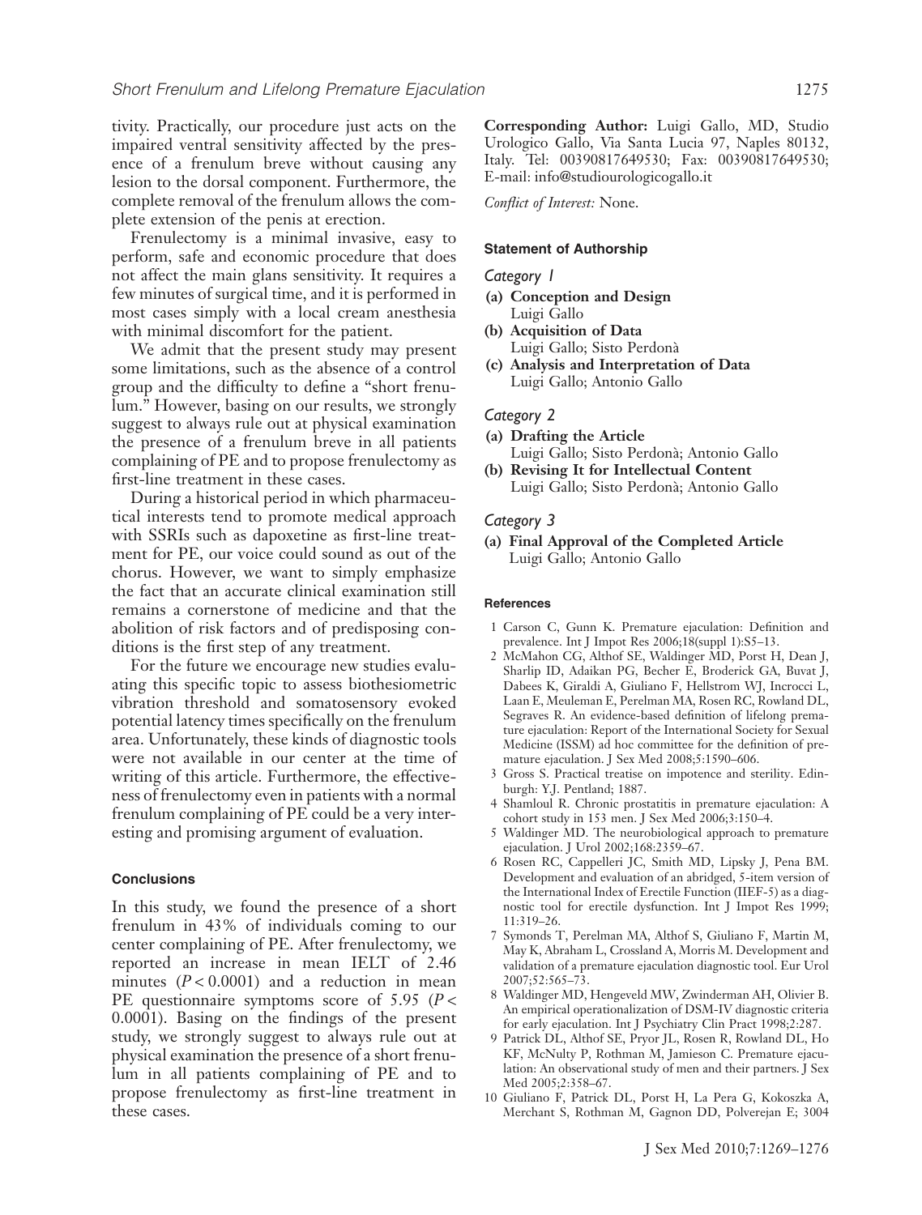tivity. Practically, our procedure just acts on the impaired ventral sensitivity affected by the presence of a frenulum breve without causing any lesion to the dorsal component. Furthermore, the complete removal of the frenulum allows the complete extension of the penis at erection.

Frenulectomy is a minimal invasive, easy to perform, safe and economic procedure that does not affect the main glans sensitivity. It requires a few minutes of surgical time, and it is performed in most cases simply with a local cream anesthesia with minimal discomfort for the patient.

We admit that the present study may present some limitations, such as the absence of a control group and the difficulty to define a "short frenulum." However, basing on our results, we strongly suggest to always rule out at physical examination the presence of a frenulum breve in all patients complaining of PE and to propose frenulectomy as first-line treatment in these cases.

During a historical period in which pharmaceutical interests tend to promote medical approach with SSRIs such as dapoxetine as first-line treatment for PE, our voice could sound as out of the chorus. However, we want to simply emphasize the fact that an accurate clinical examination still remains a cornerstone of medicine and that the abolition of risk factors and of predisposing conditions is the first step of any treatment.

For the future we encourage new studies evaluating this specific topic to assess biothesiometric vibration threshold and somatosensory evoked potential latency times specifically on the frenulum area. Unfortunately, these kinds of diagnostic tools were not available in our center at the time of writing of this article. Furthermore, the effectiveness of frenulectomy even in patients with a normal frenulum complaining of PE could be a very interesting and promising argument of evaluation.

## Conclusions

In this study, we found the presence of a short frenulum in 43% of individuals coming to our center complaining of PE. After frenulectomy, we reported an increase in mean IELT of 2.46 minutes ($P < 0.0001$) and a reduction in mean PE questionnaire symptoms score of 5.95 ($P < 0.0001$). Basing on the findings of the present study, we strongly suggest to always rule out at physical examination the presence of a short frenulum in all patients complaining of PE and to propose frenulectomy as first-line treatment in these cases.

**Corresponding Author:** Luigi Gallo, MD, Studio Urologico Gallo, Via Santa Lucia 97, Naples 80132, Italy. Tel: 00390817649530; Fax: 00390817649530; E-mail: info@studiourologicogallo.it

*Conflict of Interest:* None.

### Statement of Authorship

*Category 1*

**(a) Conception and Design**
Luigi Gallo

**(b) Acquisition of Data**
Luigi Gallo; Sisto Perdonà

**(c) Analysis and Interpretation of Data**
Luigi Gallo; Antonio Gallo

*Category 2*

**(a) Drafting the Article**
Luigi Gallo; Sisto Perdonà; Antonio Gallo

**(b) Revising It for Intellectual Content**
Luigi Gallo; Sisto Perdonà; Antonio Gallo

*Category 3*

**(a) Final Approval of the Completed Article**
Luigi Gallo; Antonio Gallo

### References

1 Carson C, Gunn K. Premature ejaculation: Definition and prevalence. Int J Impot Res 2006;18(suppl 1):S5–13.

2 McMahon CG, Althof SE, Waldinger MD, Porst H, Dean J, Sharlip ID, Adaikan PG, Becher E, Broderick GA, Buvat J, Dabees K, Giraldi A, Giuliano F, Hellstrom WJ, Incrocci L, Laan E, Meuleman E, Perelman MA, Rosen RC, Rowland DL, Segraves R. An evidence-based definition of lifelong premature ejaculation: Report of the International Society for Sexual Medicine (ISSM) ad hoc committee for the definition of premature ejaculation. J Sex Med 2008;5:1590–606.

3 Gross S. Practical treatise on impotence and sterility. Edinburgh: Y.J. Pentland; 1887.

4 Shamloul R. Chronic prostatitis in premature ejaculation: A cohort study in 153 men. J Sex Med 2006;3:150–4.

5 Waldinger MD. The neurobiological approach to premature ejaculation. J Urol 2002;168:2359–67.

6 Rosen RC, Cappelleri JC, Smith MD, Lipsky J, Pena BM. Development and evaluation of an abridged, 5-item version of the International Index of Erectile Function (IIEF-5) as a diagnostic tool for erectile dysfunction. Int J Impot Res 1999;11:319–26.

7 Symonds T, Perelman MA, Althof S, Giuliano F, Martin M, May K, Abraham L, Crossland A, Morris M. Development and validation of a premature ejaculation diagnostic tool. Eur Urol 2007;52:565–73.

8 Waldinger MD, Hengeveld MW, Zwinderman AH, Olivier B. An empirical operationalization of DSM-IV diagnostic criteria for early ejaculation. Int J Psychiatry Clin Pract 1998;2:287.

9 Patrick DL, Althof SE, Pryor JL, Rosen R, Rowland DL, Ho KF, McNulty P, Rothman M, Jamieson C. Premature ejaculation: An observational study of men and their partners. J Sex Med 2005;2:358–67.

10 Giuliano F, Patrick DL, Porst H, La Pera G, Kokoszka A, Merchant S, Rothman M, Gagnon DD, Polverejan E; 3004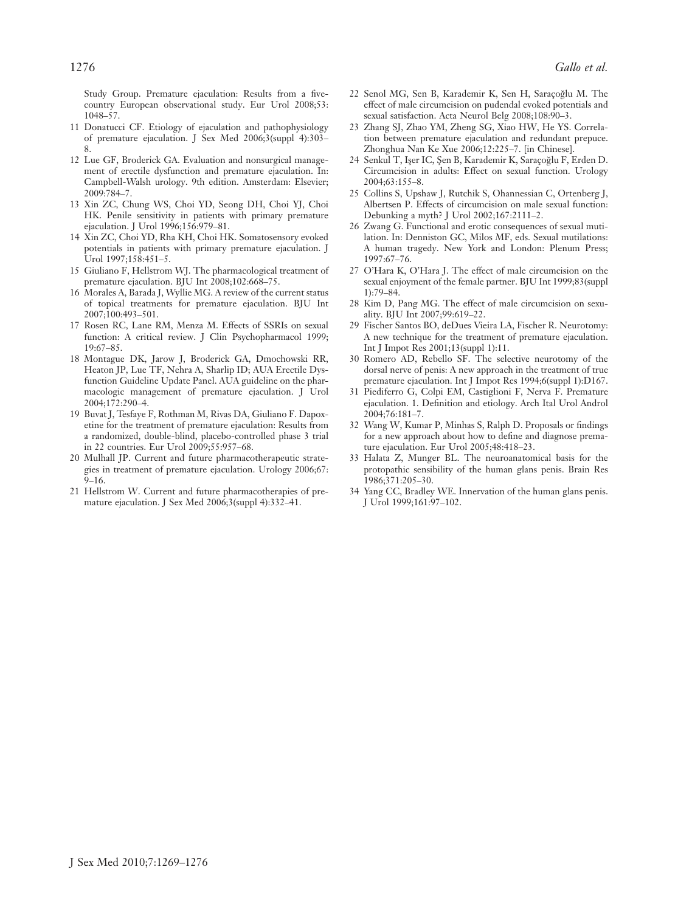Study Group. Premature ejaculation: Results from a five-country European observational study. Eur Urol 2008;53: 1048–57.

11 Donatucci CF. Etiology of ejaculation and pathophysiology of premature ejaculation. J Sex Med 2006;3(suppl 4):303–8.

12 Lue GF, Broderick GA. Evaluation and nonsurgical management of erectile dysfunction and premature ejaculation. In: Campbell-Walsh urology. 9th edition. Amsterdam: Elsevier; 2009:784–7.

13 Xin ZC, Chung WS, Choi YD, Seong DH, Choi YJ, Choi HK. Penile sensitivity in patients with primary premature ejaculation. J Urol 1996;156:979–81.

14 Xin ZC, Choi YD, Rha KH, Choi HK. Somatosensory evoked potentials in patients with primary premature ejaculation. J Urol 1997;158:451–5.

15 Giuliano F, Hellstrom WJ. The pharmacological treatment of premature ejaculation. BJU Int 2008;102:668–75.

16 Morales A, Barada J, Wyllie MG. A review of the current status of topical treatments for premature ejaculation. BJU Int 2007;100:493–501.

17 Rosen RC, Lane RM, Menza M. Effects of SSRIs on sexual function: A critical review. J Clin Psychopharmacol 1999; 19:67–85.

18 Montague DK, Jarow J, Broderick GA, Dmochowski RR, Heaton JP, Lue TF, Nehra A, Sharlip ID; AUA Erectile Dysfunction Guideline Update Panel. AUA guideline on the pharmacologic management of premature ejaculation. J Urol 2004;172:290–4.

19 Buvat J, Tesfaye F, Rothman M, Rivas DA, Giuliano F. Dapoxetine for the treatment of premature ejaculation: Results from a randomized, double-blind, placebo-controlled phase 3 trial in 22 countries. Eur Urol 2009;55:957–68.

20 Mulhall JP. Current and future pharmacotherapeutic strategies in treatment of premature ejaculation. Urology 2006;67: 9–16.

21 Hellstrom W. Current and future pharmacotherapies of premature ejaculation. J Sex Med 2006;3(suppl 4):332–41.

22 Senol MG, Sen B, Karademir K, Sen H, Saraçoğlu M. The effect of male circumcision on pudendal evoked potentials and sexual satisfaction. Acta Neurol Belg 2008;108:90–3.

23 Zhang SJ, Zhao YM, Zheng SG, Xiao HW, He YS. Correlation between premature ejaculation and redundant prepuce. Zhonghua Nan Ke Xue 2006;12:225–7. [in Chinese].

24 Senkul T, Işer IC, Şen B, Karademir K, Saraçoğlu F, Erden D. Circumcision in adults: Effect on sexual function. Urology 2004;63:155–8.

25 Collins S, Upshaw J, Rutchik S, Ohannessian C, Ortenberg J, Albertsen P. Effects of circumcision on male sexual function: Debunking a myth? J Urol 2002;167:2111–2.

26 Zwang G. Functional and erotic consequences of sexual mutilation. In: Denniston GC, Milos MF, eds. Sexual mutilations: A human tragedy. New York and London: Plenum Press; 1997:67–76.

27 O'Hara K, O'Hara J. The effect of male circumcision on the sexual enjoyment of the female partner. BJU Int 1999;83(suppl 1):79–84.

28 Kim D, Pang MG. The effect of male circumcision on sexuality. BJU Int 2007;99:619–22.

29 Fischer Santos BO, deDues Vieira LA, Fischer R. Neurotomy: A new technique for the treatment of premature ejaculation. Int J Impot Res 2001;13(suppl 1):11.

30 Romero AD, Rebello SF. The selective neurotomy of the dorsal nerve of penis: A new approach in the treatment of true premature ejaculation. Int J Impot Res 1994;6(suppl 1):D167.

31 Piediferro G, Colpi EM, Castiglioni F, Nerva F. Premature ejaculation. 1. Definition and etiology. Arch Ital Urol Androl 2004;76:181–7.

32 Wang W, Kumar P, Minhas S, Ralph D. Proposals or findings for a new approach about how to define and diagnose premature ejaculation. Eur Urol 2005;48:418–23.

33 Halata Z, Munger BL. The neuroanatomical basis for the protopathic sensibility of the human glans penis. Brain Res 1986;371:205–30.

34 Yang CC, Bradley WE. Innervation of the human glans penis. J Urol 1999;161:97–102.